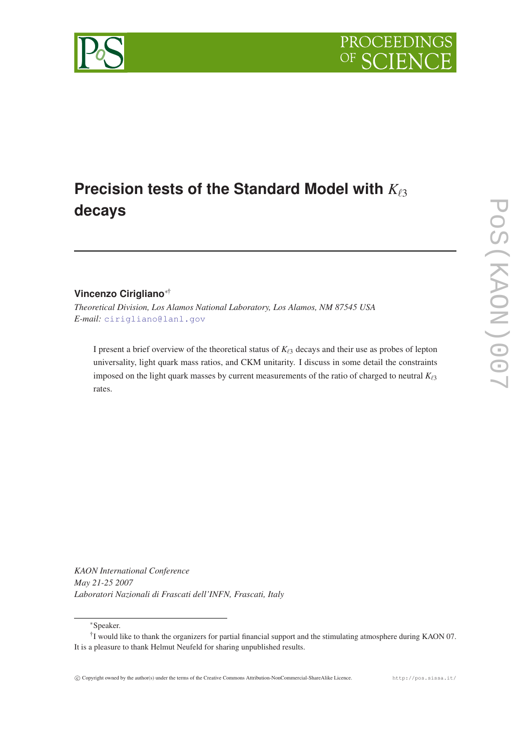# Precision tests of the Standard Model with $K_{\ell 3}$ decays

**Vincenzo Cirigliano**[∗†]

*Theoretical Division, Los Alamos National Laboratory, Los Alamos, NM 87545 USA*
*E-mail:* cirigliano@lanl.gov

I present a brief overview of the theoretical status of $K_{\ell 3}$ decays and their use as probes of lepton universality, light quark mass ratios, and CKM unitarity. I discuss in some detail the constraints imposed on the light quark masses by current measurements of the ratio of charged to neutral $K_{\ell 3}$ rates.

*KAON International Conference*
*May 21-25 2007*
*Laboratori Nazionali di Frascati dell'INFN, Frascati, Italy*

[∗]Speaker.

[†]I would like to thank the organizers for partial financial support and the stimulating atmosphere during KAON 07. It is a pleasure to thank Helmut Neufeld for sharing unpublished results.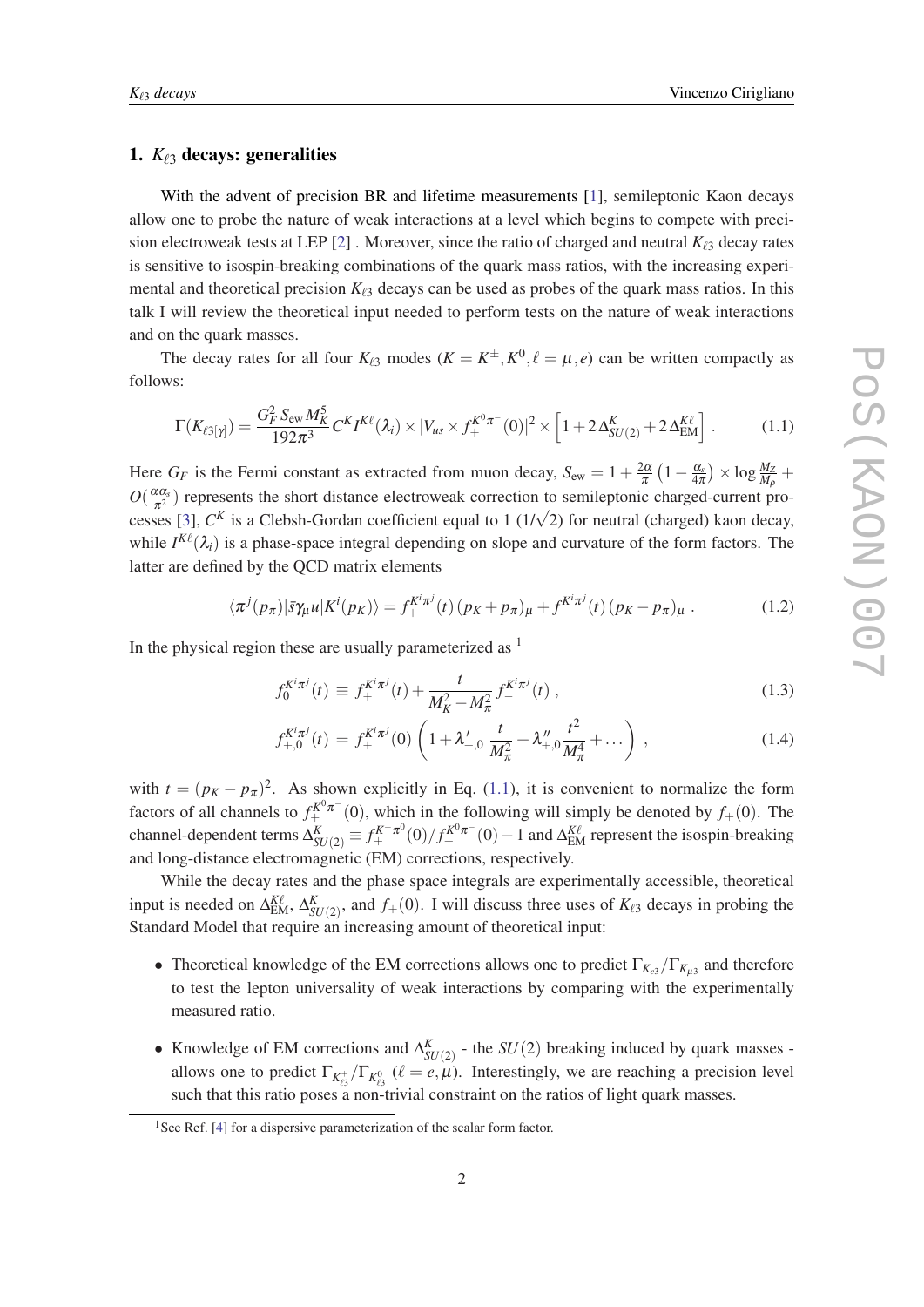## 1. $K_{\ell 3}$ decays: generalities

With the advent of precision BR and lifetime measurements [1], semileptonic Kaon decays allow one to probe the nature of weak interactions at a level which begins to compete with precision electroweak tests at LEP [2] . Moreover, since the ratio of charged and neutral $K_{\ell 3}$ decay rates is sensitive to isospin-breaking combinations of the quark mass ratios, with the increasing experimental and theoretical precision $K_{\ell 3}$ decays can be used as probes of the quark mass ratios. In this talk I will review the theoretical input needed to perform tests on the nature of weak interactions and on the quark masses.

The decay rates for all four $K_{\ell 3}$ modes ($K = K^{\pm}, K^0, \ell = \mu, e$) can be written compactly as follows:

$$\Gamma(K_{\ell 3[\gamma]}) = \frac{G_F^2 \, S_{\rm ew} M_K^5}{192\pi^3} C^K I^{K\ell}(\lambda_i) \times |V_{us} \times f_+^{K^0\pi^-}(0)|^2 \times \left[1 + 2\Delta_{SU(2)}^K + 2\Delta_{\rm EM}^{K\ell}\right] . \tag{1.1}$$

Here $G_F$ is the Fermi constant as extracted from muon decay, $S_{\rm ew} = 1 + \frac{2\alpha}{\pi}\left(1 - \frac{\alpha_s}{4\pi}\right) \times \log\frac{M_Z}{M_\rho} + O(\frac{\alpha\alpha_s}{\pi^2})$ represents the short distance electroweak correction to semileptonic charged-current processes [3], $C^K$ is a Clebsh-Gordan coefficient equal to 1 ($1/\sqrt{2}$) for neutral (charged) kaon decay, while $I^{K\ell}(\lambda_i)$ is a phase-space integral depending on slope and curvature of the form factors. The latter are defined by the QCD matrix elements

$$\langle \pi^j(p_\pi)|\bar{s}\gamma_\mu u|K^i(p_K)\rangle = f_+^{K^i\pi^j}(t)\,(p_K + p_\pi)_\mu + f_-^{K^i\pi^j}(t)\,(p_K - p_\pi)_\mu \ . \tag{1.2}$$

In the physical region these are usually parameterized as [1]

$$f_0^{K^i\pi^j}(t) \,\equiv\, f_+^{K^i\pi^j}(t) + \frac{t}{M_K^2 - M_\pi^2}\, f_-^{K^i\pi^j}(t) \ , \tag{1.3}$$

$$f_{+,0}^{K^i\pi^j}(t) \,=\, f_+^{K^i\pi^j}(0)\left(1 + \lambda'_{+,0}\,\frac{t}{M_\pi^2} + \lambda''_{+,0}\,\frac{t^2}{M_\pi^4} + \dots\right) \ , \tag{1.4}$$

with $t = (p_K - p_\pi)^2$. As shown explicitly in Eq. (1.1), it is convenient to normalize the form factors of all channels to $f_+^{K^0\pi^-}(0)$, which in the following will simply be denoted by $f_+(0)$. The channel-dependent terms $\Delta_{SU(2)}^K \equiv f_+^{K^+\pi^0}(0)/f_+^{K^0\pi^-}(0) - 1$ and $\Delta_{\rm EM}^{K\ell}$ represent the isospin-breaking and long-distance electromagnetic (EM) corrections, respectively.

While the decay rates and the phase space integrals are experimentally accessible, theoretical input is needed on $\Delta_{\rm EM}^{K\ell}$, $\Delta_{SU(2)}^K$, and $f_+(0)$. I will discuss three uses of $K_{\ell 3}$ decays in probing the Standard Model that require an increasing amount of theoretical input:

- Theoretical knowledge of the EM corrections allows one to predict $\Gamma_{K_{e3}}/\Gamma_{K_{\mu 3}}$ and therefore to test the lepton universality of weak interactions by comparing with the experimentally measured ratio.
- Knowledge of EM corrections and $\Delta_{SU(2)}^K$ - the $SU(2)$ breaking induced by quark masses - allows one to predict $\Gamma_{K_{\ell 3}^+}/\Gamma_{K_{\ell 3}^0}$ ($\ell = e, \mu$). Interestingly, we are reaching a precision level such that this ratio poses a non-trivial constraint on the ratios of light quark masses.

[1] See Ref. [4] for a dispersive parameterization of the scalar form factor.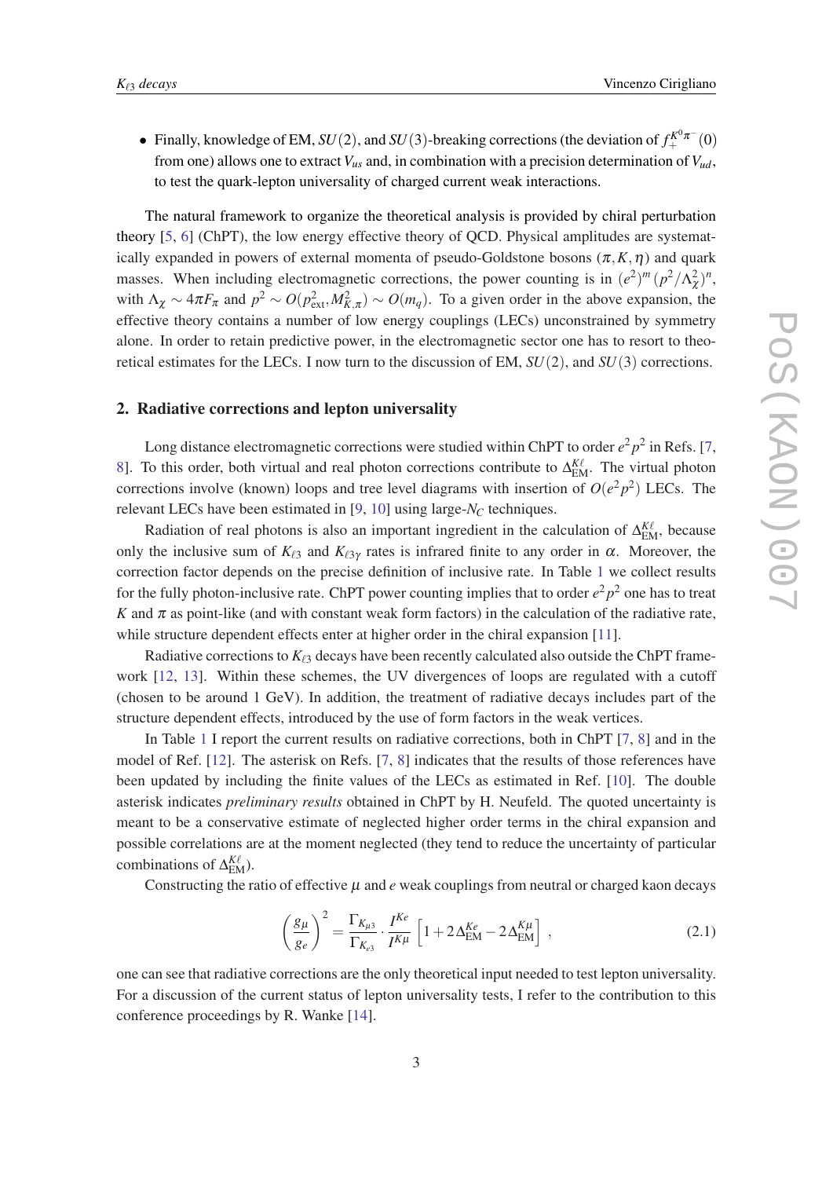- Finally, knowledge of EM, $SU(2)$, and $SU(3)$-breaking corrections (the deviation of $f_+^{K^0\pi^-}(0)$ from one) allows one to extract $V_{us}$ and, in combination with a precision determination of $V_{ud}$, to test the quark-lepton universality of charged current weak interactions.

The natural framework to organize the theoretical analysis is provided by chiral perturbation theory [5, 6] (ChPT), the low energy effective theory of QCD. Physical amplitudes are systematically expanded in powers of external momenta of pseudo-Goldstone bosons ($\pi, K, \eta$) and quark masses. When including electromagnetic corrections, the power counting is in $(e^2)^m (p^2/\Lambda_\chi^2)^n$, with $\Lambda_\chi \sim 4\pi F_\pi$ and $p^2 \sim O(p_{\rm ext}^2, M_{K,\pi}^2) \sim O(m_q)$. To a given order in the above expansion, the effective theory contains a number of low energy couplings (LECs) unconstrained by symmetry alone. In order to retain predictive power, in the electromagnetic sector one has to resort to theoretical estimates for the LECs. I now turn to the discussion of EM, $SU(2)$, and $SU(3)$ corrections.

## 2. Radiative corrections and lepton universality

Long distance electromagnetic corrections were studied within ChPT to order $e^2 p^2$ in Refs. [7, 8]. To this order, both virtual and real photon corrections contribute to $\Delta_{\rm EM}^{K\ell}$. The virtual photon corrections involve (known) loops and tree level diagrams with insertion of $O(e^2 p^2)$ LECs. The relevant LECs have been estimated in [9, 10] using large-$N_C$ techniques.

Radiation of real photons is also an important ingredient in the calculation of $\Delta_{\rm EM}^{K\ell}$, because only the inclusive sum of $K_{\ell 3}$ and $K_{\ell 3\gamma}$ rates is infrared finite to any order in $\alpha$. Moreover, the correction factor depends on the precise definition of inclusive rate. In Table 1 we collect results for the fully photon-inclusive rate. ChPT power counting implies that to order $e^2 p^2$ one has to treat $K$ and $\pi$ as point-like (and with constant weak form factors) in the calculation of the radiative rate, while structure dependent effects enter at higher order in the chiral expansion [11].

Radiative corrections to $K_{\ell 3}$ decays have been recently calculated also outside the ChPT framework [12, 13]. Within these schemes, the UV divergences of loops are regulated with a cutoff (chosen to be around 1 GeV). In addition, the treatment of radiative decays includes part of the structure dependent effects, introduced by the use of form factors in the weak vertices.

In Table 1 I report the current results on radiative corrections, both in ChPT [7, 8] and in the model of Ref. [12]. The asterisk on Refs. [7, 8] indicates that the results of those references have been updated by including the finite values of the LECs as estimated in Ref. [10]. The double asterisk indicates *preliminary results* obtained in ChPT by H. Neufeld. The quoted uncertainty is meant to be a conservative estimate of neglected higher order terms in the chiral expansion and possible correlations are at the moment neglected (they tend to reduce the uncertainty of particular combinations of $\Delta_{\rm EM}^{K\ell}$).

Constructing the ratio of effective $\mu$ and $e$ weak couplings from neutral or charged kaon decays

$$
\left(\frac{g_\mu}{g_e}\right)^2 = \frac{\Gamma_{K_{\mu 3}}}{\Gamma_{K_{e3}}} \cdot \frac{I^{Ke}}{I^{K\mu}} \left[1 + 2\,\Delta_{\rm EM}^{Ke} - 2\,\Delta_{\rm EM}^{K\mu}\right] , \tag{2.1}
$$

one can see that radiative corrections are the only theoretical input needed to test lepton universality. For a discussion of the current status of lepton universality tests, I refer to the contribution to this conference proceedings by R. Wanke [14].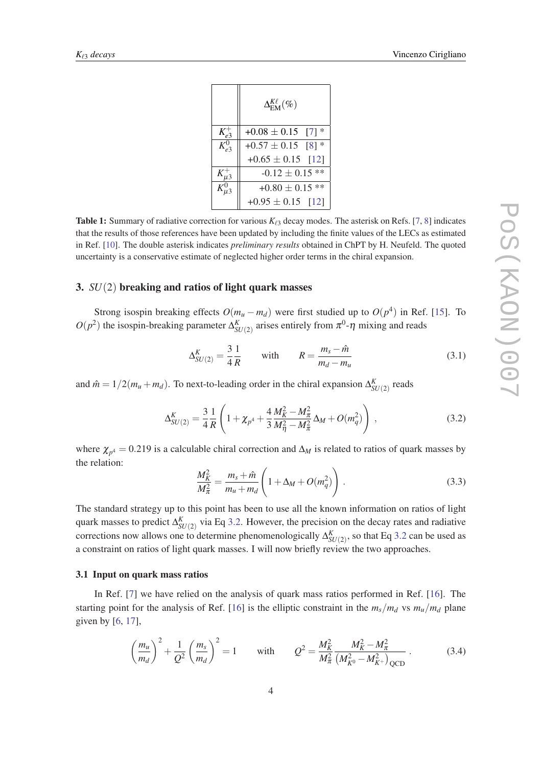| | $\Delta_{\rm EM}^{K\ell}(\%)$ |
|---|---|
| $K_{e3}^{+}$ | +0.08 ± 0.15 [7] * |
| $K_{e3}^{0}$ | +0.57 ± 0.15 [8] * |
| | +0.65 ± 0.15 [12] |
| $K_{\mu3}^{+}$ | -0.12 ± 0.15 ** |
| $K_{\mu3}^{0}$ | +0.80 ± 0.15 ** |
| | +0.95 ± 0.15 [12] |

**Table 1:** Summary of radiative correction for various $K_{\ell 3}$ decay modes. The asterisk on Refs. [7, 8] indicates that the results of those references have been updated by including the finite values of the LECs as estimated in Ref. [10]. The double asterisk indicates *preliminary results* obtained in ChPT by H. Neufeld. The quoted uncertainty is a conservative estimate of neglected higher order terms in the chiral expansion.

## 3. $SU(2)$ breaking and ratios of light quark masses

Strong isospin breaking effects $O(m_u - m_d)$ were first studied up to $O(p^4)$ in Ref. [15]. To $O(p^2)$ the isospin-breaking parameter $\Delta^K_{SU(2)}$ arises entirely from $\pi^0$-$\eta$ mixing and reads

$$\Delta^K_{SU(2)} = \frac{3}{4}\frac{1}{R} \qquad \text{with} \qquad R = \frac{m_s - \hat{m}}{m_d - m_u} \tag{3.1}$$

and $\hat{m} = 1/2(m_u + m_d)$. To next-to-leading order in the chiral expansion $\Delta^K_{SU(2)}$ reads

$$\Delta^K_{SU(2)} = \frac{3}{4}\frac{1}{R}\left(1 + \chi_{p^4} + \frac{4}{3}\frac{M_K^2 - M_\pi^2}{M_\eta^2 - M_\pi^2}\Delta_M + O(m_q^2)\right) , \tag{3.2}$$

where $\chi_{p^4} = 0.219$ is a calculable chiral correction and $\Delta_M$ is related to ratios of quark masses by the relation:

$$\frac{M_K^2}{M_\pi^2} = \frac{m_s + \hat{m}}{m_u + m_d}\left(1 + \Delta_M + O(m_q^2)\right) . \tag{3.3}$$

The standard strategy up to this point has been to use all the known information on ratios of light quark masses to predict $\Delta^K_{SU(2)}$ via Eq 3.2. However, the precision on the decay rates and radiative corrections now allows one to determine phenomenologically $\Delta^K_{SU(2)}$, so that Eq 3.2 can be used as a constraint on ratios of light quark masses. I will now briefly review the two approaches.

### 3.1 Input on quark mass ratios

In Ref. [7] we have relied on the analysis of quark mass ratios performed in Ref. [16]. The starting point for the analysis of Ref. [16] is the elliptic constraint in the $m_s/m_d$ vs $m_u/m_d$ plane given by [6, 17],

$$\left(\frac{m_u}{m_d}\right)^2 + \frac{1}{Q^2}\left(\frac{m_s}{m_d}\right)^2 = 1 \qquad \text{with} \qquad Q^2 = \frac{M_K^2}{M_\pi^2}\frac{M_K^2 - M_\pi^2}{\left(M_{K^0}^2 - M_{K^+}^2\right)_{\rm QCD}} . \tag{3.4}$$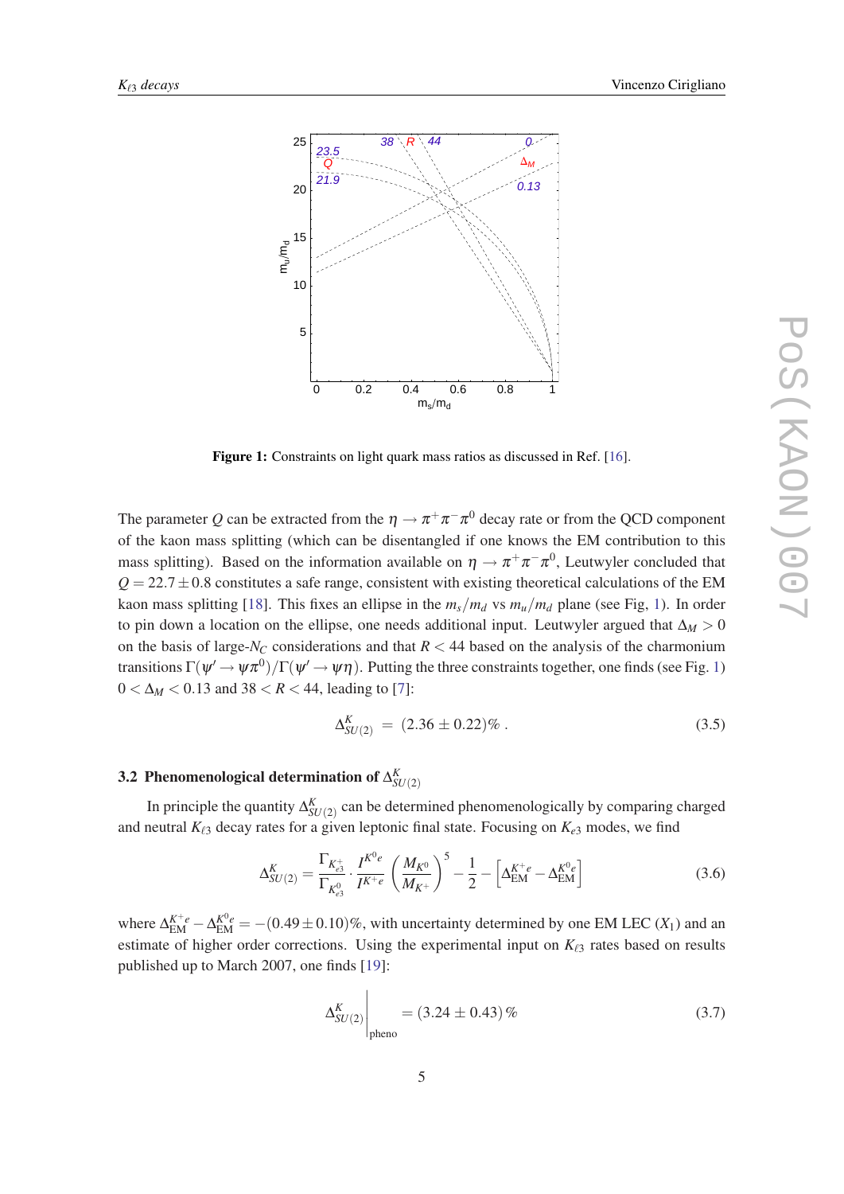25
20
15
10
5
0
0.2
0.4
0.6
0.8
1
$m_u/m_d$
$m_s/m_d$
23.5
Q
21.9
38
R
44
0
$\Delta_M$
0.13

**Figure 1:** Constraints on light quark mass ratios as discussed in Ref. [16].

The parameter $Q$ can be extracted from the $\eta \to \pi^+\pi^-\pi^0$ decay rate or from the QCD component of the kaon mass splitting (which can be disentangled if one knows the EM contribution to this mass splitting). Based on the information available on $\eta \to \pi^+\pi^-\pi^0$, Leutwyler concluded that $Q = 22.7 \pm 0.8$ constitutes a safe range, consistent with existing theoretical calculations of the EM kaon mass splitting [18]. This fixes an ellipse in the $m_s/m_d$ vs $m_u/m_d$ plane (see Fig, 1). In order to pin down a location on the ellipse, one needs additional input. Leutwyler argued that $\Delta_M > 0$ on the basis of large-$N_C$ considerations and that $R < 44$ based on the analysis of the charmonium transitions $\Gamma(\psi' \to \psi\pi^0)/\Gamma(\psi' \to \psi\eta)$. Putting the three constraints together, one finds (see Fig. 1) $0 < \Delta_M < 0.13$ and $38 < R < 44$, leading to [7]:

$$\Delta^K_{SU(2)} \;=\; (2.36 \pm 0.22)\% \; . \tag{3.5}$$

### 3.2 Phenomenological determination of $\Delta^K_{SU(2)}$

In principle the quantity $\Delta^K_{SU(2)}$ can be determined phenomenologically by comparing charged and neutral $K_{\ell 3}$ decay rates for a given leptonic final state. Focusing on $K_{e3}$ modes, we find

$$\Delta^K_{SU(2)} = \frac{\Gamma_{K^+_{e3}}}{\Gamma_{K^0_{e3}}} \cdot \frac{I^{K^0 e}}{I^{K^+ e}} \left( \frac{M_{K^0}}{M_{K^+}} \right)^5 - \frac{1}{2} - \left[ \Delta^{K^+ e}_{\rm EM} - \Delta^{K^0 e}_{\rm EM} \right] \tag{3.6}$$

where $\Delta^{K^+ e}_{\rm EM} - \Delta^{K^0 e}_{\rm EM} = -(0.49 \pm 0.10)\%$, with uncertainty determined by one EM LEC ($X_1$) and an estimate of higher order corrections. Using the experimental input on $K_{\ell 3}$ rates based on results published up to March 2007, one finds [19]:

$$\Delta^K_{SU(2)} \Big|_{\rm pheno} = (3.24 \pm 0.43)\,\% \tag{3.7}$$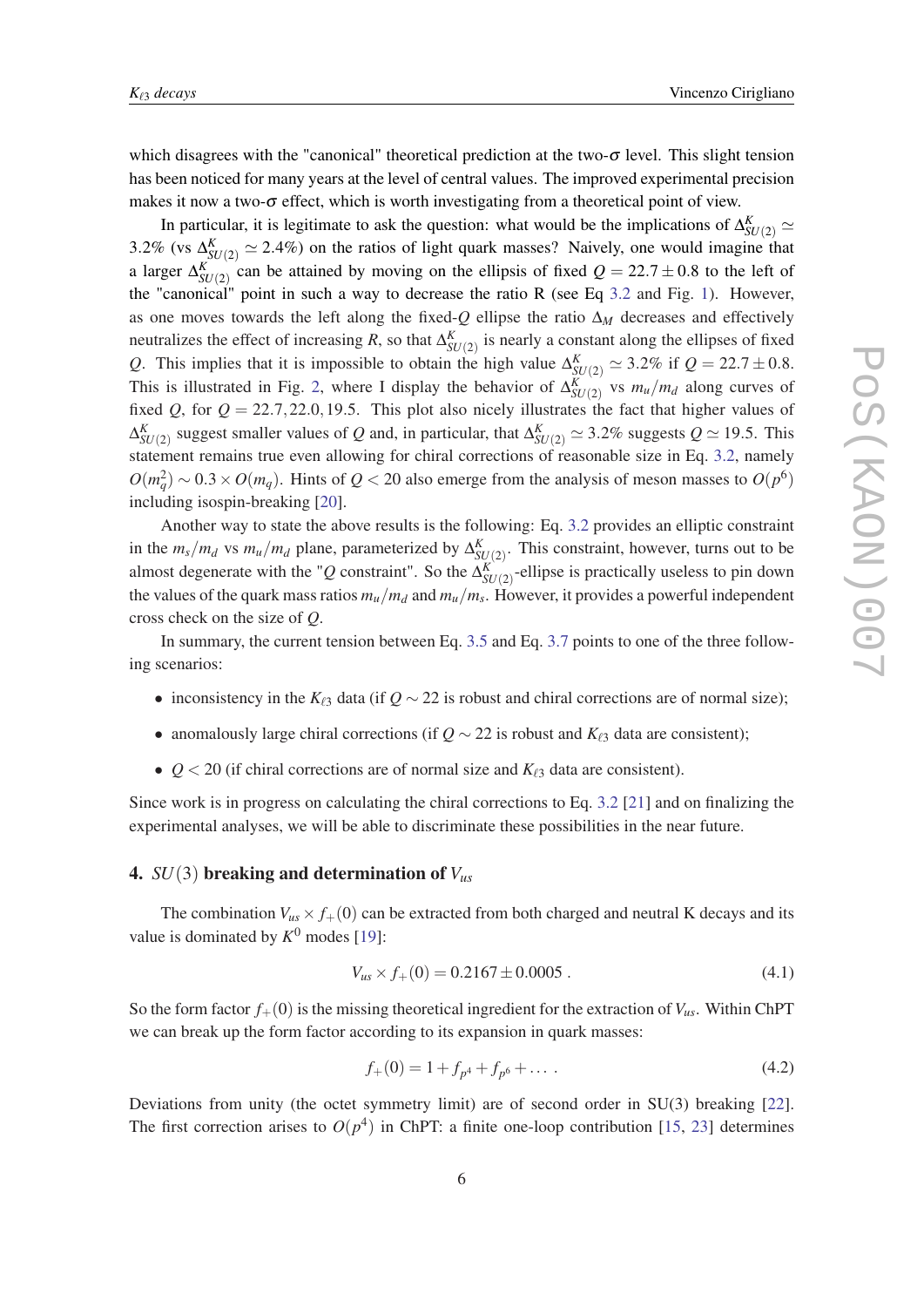which disagrees with the "canonical" theoretical prediction at the two-$\sigma$ level. This slight tension has been noticed for many years at the level of central values. The improved experimental precision makes it now a two-$\sigma$ effect, which is worth investigating from a theoretical point of view.

In particular, it is legitimate to ask the question: what would be the implications of $\Delta^K_{SU(2)} \simeq 3.2\%$ (vs $\Delta^K_{SU(2)} \simeq 2.4\%$) on the ratios of light quark masses? Naively, one would imagine that a larger $\Delta^K_{SU(2)}$ can be attained by moving on the ellipsis of fixed $Q = 22.7 \pm 0.8$ to the left of the "canonical" point in such a way to decrease the ratio R (see Eq 3.2 and Fig. 1). However, as one moves towards the left along the fixed-$Q$ ellipse the ratio $\Delta_M$ decreases and effectively neutralizes the effect of increasing $R$, so that $\Delta^K_{SU(2)}$ is nearly a constant along the ellipses of fixed $Q$. This implies that it is impossible to obtain the high value $\Delta^K_{SU(2)} \simeq 3.2\%$ if $Q = 22.7 \pm 0.8$. This is illustrated in Fig. 2, where I display the behavior of $\Delta^K_{SU(2)}$ vs $m_u/m_d$ along curves of fixed $Q$, for $Q = 22.7, 22.0, 19.5$. This plot also nicely illustrates the fact that higher values of $\Delta^K_{SU(2)}$ suggest smaller values of $Q$ and, in particular, that $\Delta^K_{SU(2)} \simeq 3.2\%$ suggests $Q \simeq 19.5$. This statement remains true even allowing for chiral corrections of reasonable size in Eq. 3.2, namely $O(m_q^2) \sim 0.3 \times O(m_q)$. Hints of $Q < 20$ also emerge from the analysis of meson masses to $O(p^6)$ including isospin-breaking [20].

Another way to state the above results is the following: Eq. 3.2 provides an elliptic constraint in the $m_s/m_d$ vs $m_u/m_d$ plane, parameterized by $\Delta^K_{SU(2)}$. This constraint, however, turns out to be almost degenerate with the "$Q$ constraint". So the $\Delta^K_{SU(2)}$-ellipse is practically useless to pin down the values of the quark mass ratios $m_u/m_d$ and $m_u/m_s$. However, it provides a powerful independent cross check on the size of $Q$.

In summary, the current tension between Eq. 3.5 and Eq. 3.7 points to one of the three following scenarios:

- inconsistency in the $K_{\ell 3}$ data (if $Q \sim 22$ is robust and chiral corrections are of normal size);
- anomalously large chiral corrections (if $Q \sim 22$ is robust and $K_{\ell 3}$ data are consistent);
- $Q < 20$ (if chiral corrections are of normal size and $K_{\ell 3}$ data are consistent).

Since work is in progress on calculating the chiral corrections to Eq. 3.2 [21] and on finalizing the experimental analyses, we will be able to discriminate these possibilities in the near future.

## 4. $SU(3)$ breaking and determination of $V_{us}$

The combination $V_{us} \times f_+(0)$ can be extracted from both charged and neutral K decays and its value is dominated by $K^0$ modes [19]:

$$V_{us} \times f_+(0) = 0.2167 \pm 0.0005 \,. \tag{4.1}$$

So the form factor $f_+(0)$ is the missing theoretical ingredient for the extraction of $V_{us}$. Within ChPT we can break up the form factor according to its expansion in quark masses:

$$f_+(0) = 1 + f_{p^4} + f_{p^6} + \dots \,. \tag{4.2}$$

Deviations from unity (the octet symmetry limit) are of second order in SU(3) breaking [22]. The first correction arises to $O(p^4)$ in ChPT: a finite one-loop contribution [15, 23] determines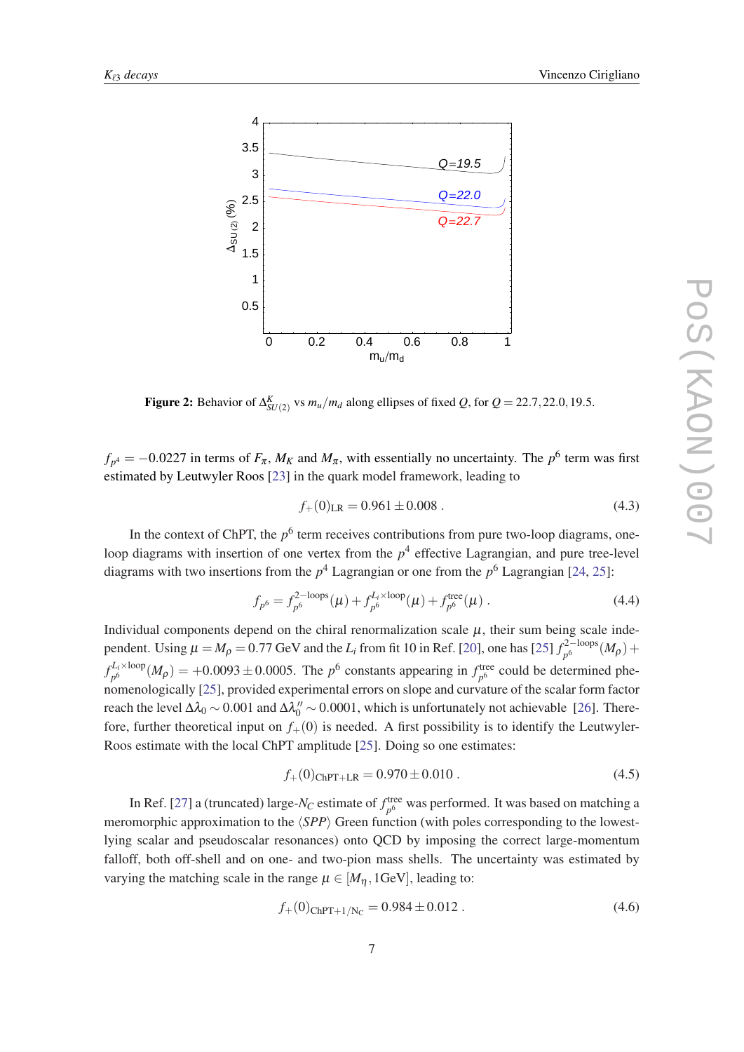4
3.5
3
2.5
2
1.5
1
0.5

0
0.2
0.4
0.6
0.8
1

$m_u/m_d$

$\Delta_{SU(2)}$ (%)

Q=19.5
Q=22.0
Q=22.7

**Figure 2:** Behavior of $\Delta^K_{SU(2)}$ vs $m_u/m_d$ along ellipses of fixed $Q$, for $Q = 22.7, 22.0, 19.5$.

$f_{p^4} = -0.0227$ in terms of $F_\pi$, $M_K$ and $M_\pi$, with essentially no uncertainty. The $p^6$ term was first estimated by Leutwyler Roos [23] in the quark model framework, leading to

$$f_+(0)_{\rm LR} = 0.961 \pm 0.008 \ . \tag{4.3}$$

In the context of ChPT, the $p^6$ term receives contributions from pure two-loop diagrams, one-loop diagrams with insertion of one vertex from the $p^4$ effective Lagrangian, and pure tree-level diagrams with two insertions from the $p^4$ Lagrangian or one from the $p^6$ Lagrangian [24, 25]:

$$f_{p^6} = f_{p^6}^{\rm 2-loops}(\mu) + f_{p^6}^{L_i \times {\rm loop}}(\mu) + f_{p^6}^{\rm tree}(\mu) \ . \tag{4.4}$$

Individual components depend on the chiral renormalization scale $\mu$, their sum being scale independent. Using $\mu = M_\rho = 0.77$ GeV and the $L_i$ from fit 10 in Ref. [20], one has [25] $f_{p^6}^{\rm 2-loops}(M_\rho) + f_{p^6}^{L_i \times {\rm loop}}(M_\rho) = +0.0093 \pm 0.0005$. The $p^6$ constants appearing in $f_{p^6}^{\rm tree}$ could be determined phenomenologically [25], provided experimental errors on slope and curvature of the scalar form factor reach the level $\Delta\lambda_0 \sim 0.001$ and $\Delta\lambda_0'' \sim 0.0001$, which is unfortunately not achievable [26]. Therefore, further theoretical input on $f_+(0)$ is needed. A first possibility is to identify the Leutwyler-Roos estimate with the local ChPT amplitude [25]. Doing so one estimates:

$$f_+(0)_{\rm ChPT+LR} = 0.970 \pm 0.010 \ . \tag{4.5}$$

In Ref. [27] a (truncated) large-$N_C$ estimate of $f_{p^6}^{\rm tree}$ was performed. It was based on matching a meromorphic approximation to the $\langle SPP \rangle$ Green function (with poles corresponding to the lowest-lying scalar and pseudoscalar resonances) onto QCD by imposing the correct large-momentum falloff, both off-shell and on one- and two-pion mass shells. The uncertainty was estimated by varying the matching scale in the range $\mu \in [M_\eta, 1{\rm GeV}]$, leading to:

$$f_+(0)_{\rm ChPT+1/N_C} = 0.984 \pm 0.012 \ . \tag{4.6}$$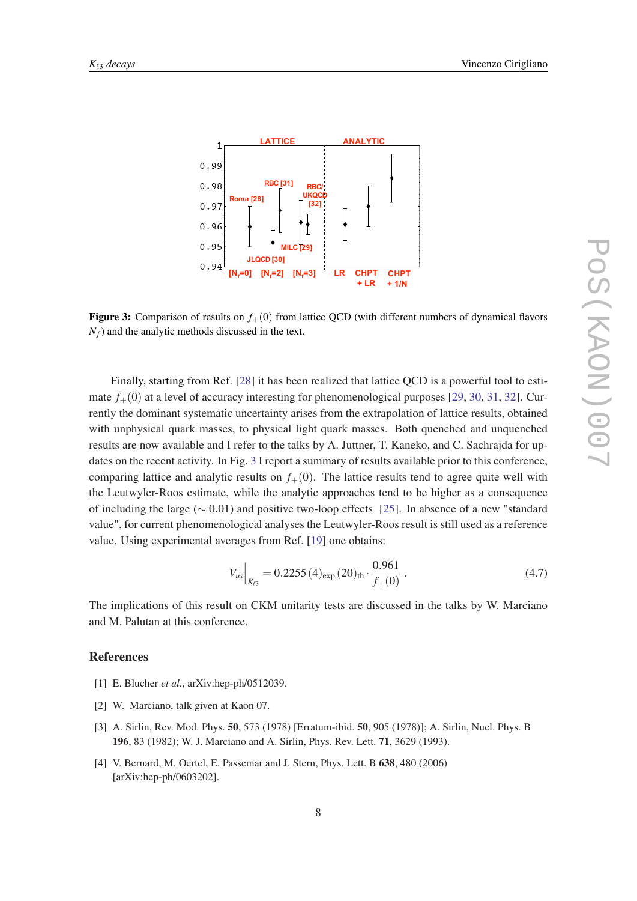LATTICE

ANALYTIC

1

0.99

0.98

0.97

0.96

0.95

0.94

RBC [31]

RBC/ UKQCD [32]

Roma [28]

MILC [29]

JLQCD [30]

[N$_f$=0] [N$_f$=2] [N$_f$=3]

LR

CHPT + LR

CHPT + 1/N

**Figure 3:** Comparison of results on $f_+(0)$ from lattice QCD (with different numbers of dynamical flavors $N_f$) and the analytic methods discussed in the text.

Finally, starting from Ref. [28] it has been realized that lattice QCD is a powerful tool to estimate $f_+(0)$ at a level of accuracy interesting for phenomenological purposes [29, 30, 31, 32]. Currently the dominant systematic uncertainty arises from the extrapolation of lattice results, obtained with unphysical quark masses, to physical light quark masses. Both quenched and unquenched results are now available and I refer to the talks by A. Juttner, T. Kaneko, and C. Sachrajda for updates on the recent activity. In Fig. 3 I report a summary of results available prior to this conference, comparing lattice and analytic results on $f_+(0)$. The lattice results tend to agree quite well with the Leutwyler-Roos estimate, while the analytic approaches tend to be higher as a consequence of including the large ($\sim 0.01$) and positive two-loop effects [25]. In absence of a new "standard value", for current phenomenological analyses the Leutwyler-Roos result is still used as a reference value. Using experimental averages from Ref. [19] one obtains:

$$V_{us}\Big|_{K_{\ell 3}} = 0.2255\,(4)_{\rm exp}\,(20)_{\rm th} \cdot \frac{0.961}{f_+(0)} \ . \tag{4.7}$$

The implications of this result on CKM unitarity tests are discussed in the talks by W. Marciano and M. Palutan at this conference.

## References

[1] E. Blucher *et al.*, arXiv:hep-ph/0512039.

[2] W. Marciano, talk given at Kaon 07.

[3] A. Sirlin, Rev. Mod. Phys. **50**, 573 (1978) [Erratum-ibid. **50**, 905 (1978)]; A. Sirlin, Nucl. Phys. B **196**, 83 (1982); W. J. Marciano and A. Sirlin, Phys. Rev. Lett. **71**, 3629 (1993).

[4] V. Bernard, M. Oertel, E. Passemar and J. Stern, Phys. Lett. B **638**, 480 (2006) [arXiv:hep-ph/0603202].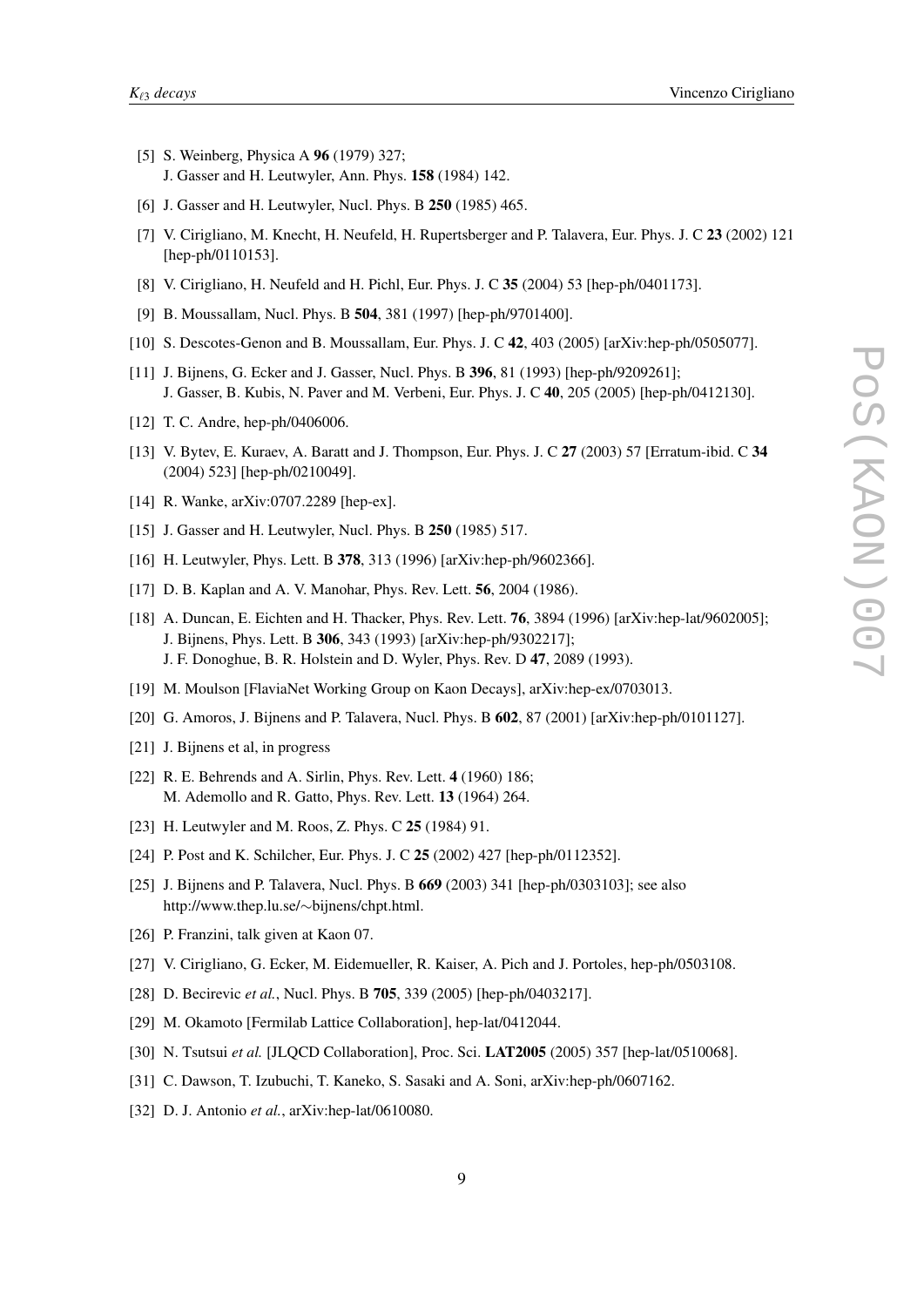[5] S. Weinberg, Physica A **96** (1979) 327;
J. Gasser and H. Leutwyler, Ann. Phys. **158** (1984) 142.

[6] J. Gasser and H. Leutwyler, Nucl. Phys. B **250** (1985) 465.

[7] V. Cirigliano, M. Knecht, H. Neufeld, H. Rupertsberger and P. Talavera, Eur. Phys. J. C **23** (2002) 121 [hep-ph/0110153].

[8] V. Cirigliano, H. Neufeld and H. Pichl, Eur. Phys. J. C **35** (2004) 53 [hep-ph/0401173].

[9] B. Moussallam, Nucl. Phys. B **504**, 381 (1997) [hep-ph/9701400].

[10] S. Descotes-Genon and B. Moussallam, Eur. Phys. J. C **42**, 403 (2005) [arXiv:hep-ph/0505077].

[11] J. Bijnens, G. Ecker and J. Gasser, Nucl. Phys. B **396**, 81 (1993) [hep-ph/9209261];
J. Gasser, B. Kubis, N. Paver and M. Verbeni, Eur. Phys. J. C **40**, 205 (2005) [hep-ph/0412130].

[12] T. C. Andre, hep-ph/0406006.

[13] V. Bytev, E. Kuraev, A. Baratt and J. Thompson, Eur. Phys. J. C **27** (2003) 57 [Erratum-ibid. C **34** (2004) 523] [hep-ph/0210049].

[14] R. Wanke, arXiv:0707.2289 [hep-ex].

[15] J. Gasser and H. Leutwyler, Nucl. Phys. B **250** (1985) 517.

[16] H. Leutwyler, Phys. Lett. B **378**, 313 (1996) [arXiv:hep-ph/9602366].

[17] D. B. Kaplan and A. V. Manohar, Phys. Rev. Lett. **56**, 2004 (1986).

[18] A. Duncan, E. Eichten and H. Thacker, Phys. Rev. Lett. **76**, 3894 (1996) [arXiv:hep-lat/9602005];
J. Bijnens, Phys. Lett. B **306**, 343 (1993) [arXiv:hep-ph/9302217];
J. F. Donoghue, B. R. Holstein and D. Wyler, Phys. Rev. D **47**, 2089 (1993).

[19] M. Moulson [FlaviaNet Working Group on Kaon Decays], arXiv:hep-ex/0703013.

[20] G. Amoros, J. Bijnens and P. Talavera, Nucl. Phys. B **602**, 87 (2001) [arXiv:hep-ph/0101127].

[21] J. Bijnens et al, in progress

[22] R. E. Behrends and A. Sirlin, Phys. Rev. Lett. **4** (1960) 186;
M. Ademollo and R. Gatto, Phys. Rev. Lett. **13** (1964) 264.

[23] H. Leutwyler and M. Roos, Z. Phys. C **25** (1984) 91.

[24] P. Post and K. Schilcher, Eur. Phys. J. C **25** (2002) 427 [hep-ph/0112352].

[25] J. Bijnens and P. Talavera, Nucl. Phys. B **669** (2003) 341 [hep-ph/0303103]; see also http://www.thep.lu.se/∼bijnens/chpt.html.

[26] P. Franzini, talk given at Kaon 07.

[27] V. Cirigliano, G. Ecker, M. Eidemueller, R. Kaiser, A. Pich and J. Portoles, hep-ph/0503108.

[28] D. Becirevic *et al.*, Nucl. Phys. B **705**, 339 (2005) [hep-ph/0403217].

[29] M. Okamoto [Fermilab Lattice Collaboration], hep-lat/0412044.

[30] N. Tsutsui *et al.* [JLQCD Collaboration], Proc. Sci. **LAT2005** (2005) 357 [hep-lat/0510068].

[31] C. Dawson, T. Izubuchi, T. Kaneko, S. Sasaki and A. Soni, arXiv:hep-ph/0607162.

[32] D. J. Antonio *et al.*, arXiv:hep-lat/0610080.